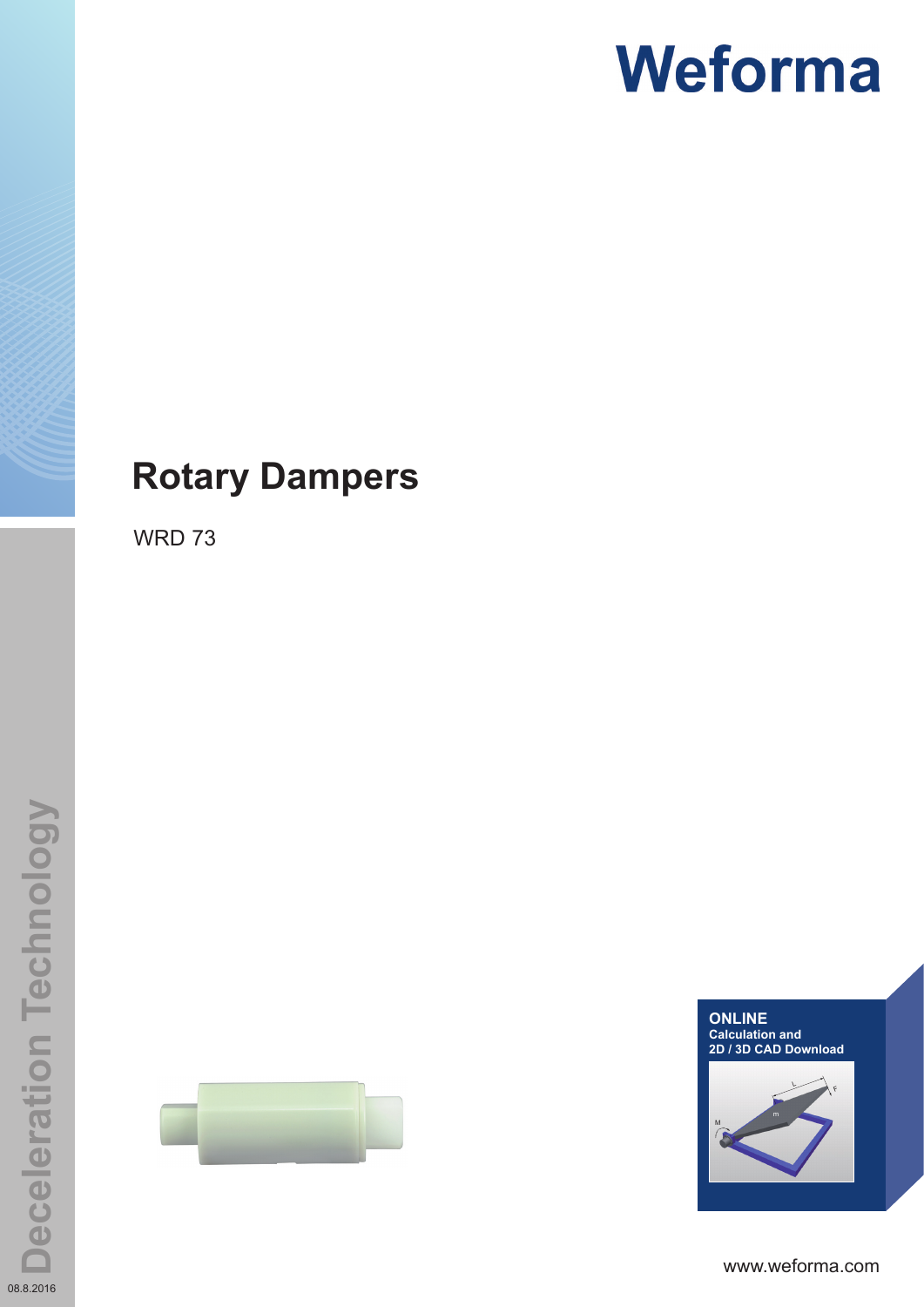Weforma

# Rotary Dampers

WRD 73

**ONLINE**
**Calculation and**
**2D / 3D CAD Download**

www.weforma.com

Deceleration Technology

08.8.2016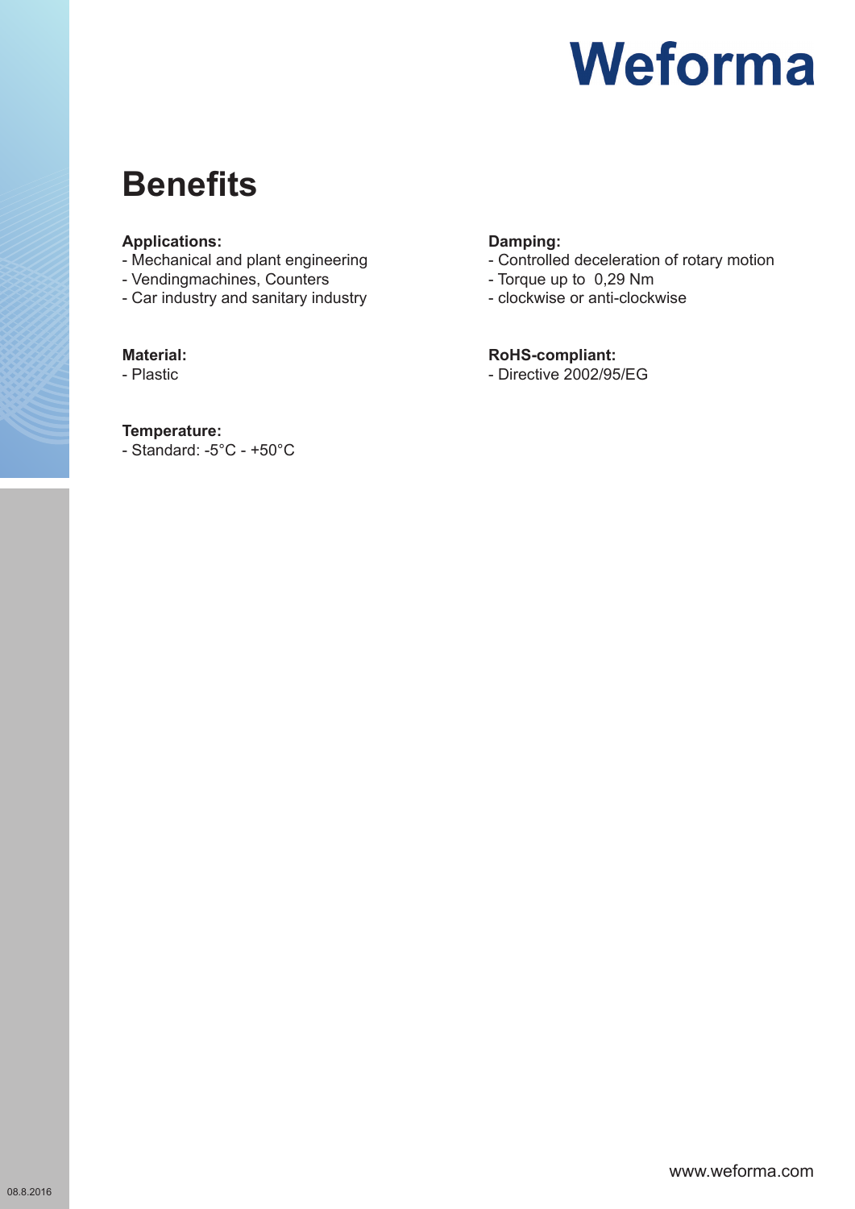# Weforma

## Benefits

**Applications:**
- Mechanical and plant engineering
- Vendingmachines, Counters
- Car industry and sanitary industry

**Material:**
- Plastic

**Temperature:**
- Standard: -5°C - +50°C

**Damping:**
- Controlled deceleration of rotary motion
- Torque up to 0,29 Nm
- clockwise or anti-clockwise

**RoHS-compliant:**
- Directive 2002/95/EG

www.weforma.com

08.8.2016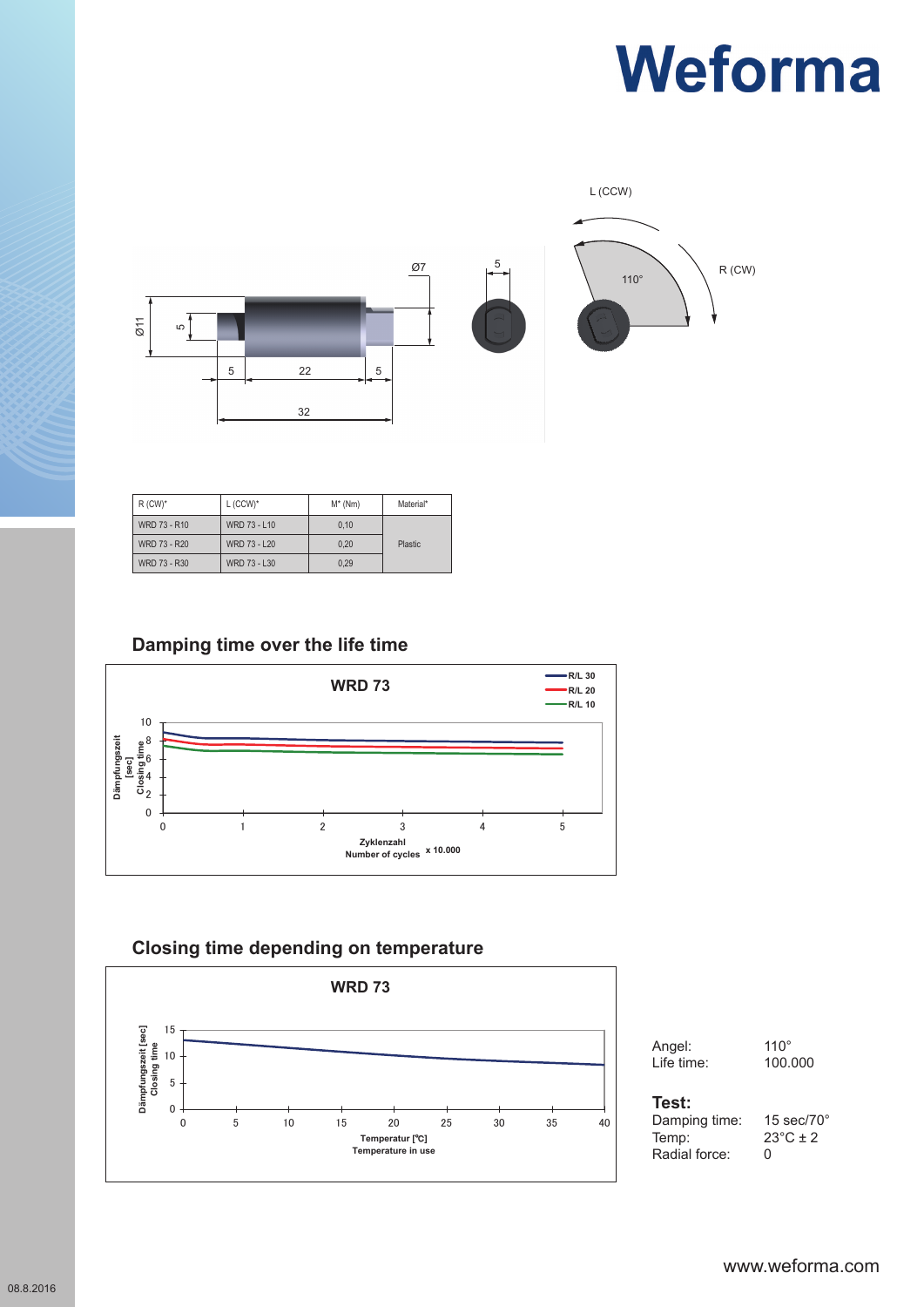# Weforma

| R (CW)* | L (CCW)* | M* (Nm) | Material* |
|---|---|---|---|
| WRD 73 - R10 | WRD 73 - L10 | 0,10 | Plastic |
| WRD 73 - R20 | WRD 73 - L20 | 0,20 | |
| WRD 73 - R30 | WRD 73 - L30 | 0,29 | |

## Damping time over the life time

## Closing time depending on temperature

Angel: 110°
Life time: 100.000

**Test:**
Damping time: 15 sec/70°
Temp: 23°C ± 2
Radial force: 0

www.weforma.com

08.8.2016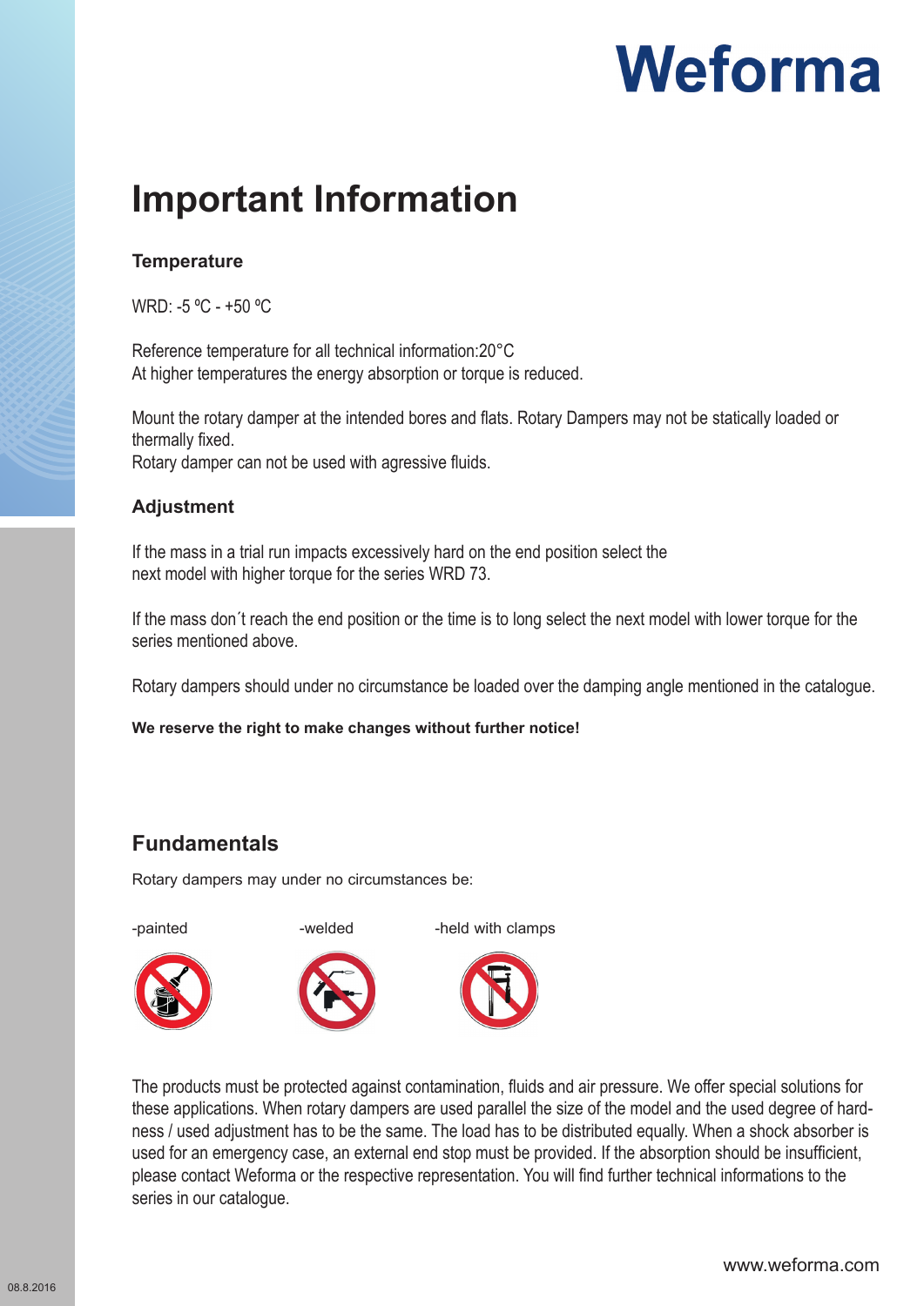# Weforma

## Important Information

### Temperature

WRD: -5 ºC - +50 ºC

Reference temperature for all technical information:20°C
At higher temperatures the energy absorption or torque is reduced.

Mount the rotary damper at the intended bores and flats. Rotary Dampers may not be statically loaded or thermally fixed.
Rotary damper can not be used with agressive fluids.

### Adjustment

If the mass in a trial run impacts excessively hard on the end position select the next model with higher torque for the series WRD 73.

If the mass don´t reach the end position or the time is to long select the next model with lower torque for the series mentioned above.

Rotary dampers should under no circumstance be loaded over the damping angle mentioned in the catalogue.

**We reserve the right to make changes without further notice!**

## Fundamentals

Rotary dampers may under no circumstances be:

-painted

-welded

-held with clamps

The products must be protected against contamination, fluids and air pressure. We offer special solutions for these applications. When rotary dampers are used parallel the size of the model and the used degree of hard-ness / used adjustment has to be the same. The load has to be distributed equally. When a shock absorber is used for an emergency case, an external end stop must be provided. If the absorption should be insufficient, please contact Weforma or the respective representation. You will find further technical informations to the series in our catalogue.

www.weforma.com

08.8.2016